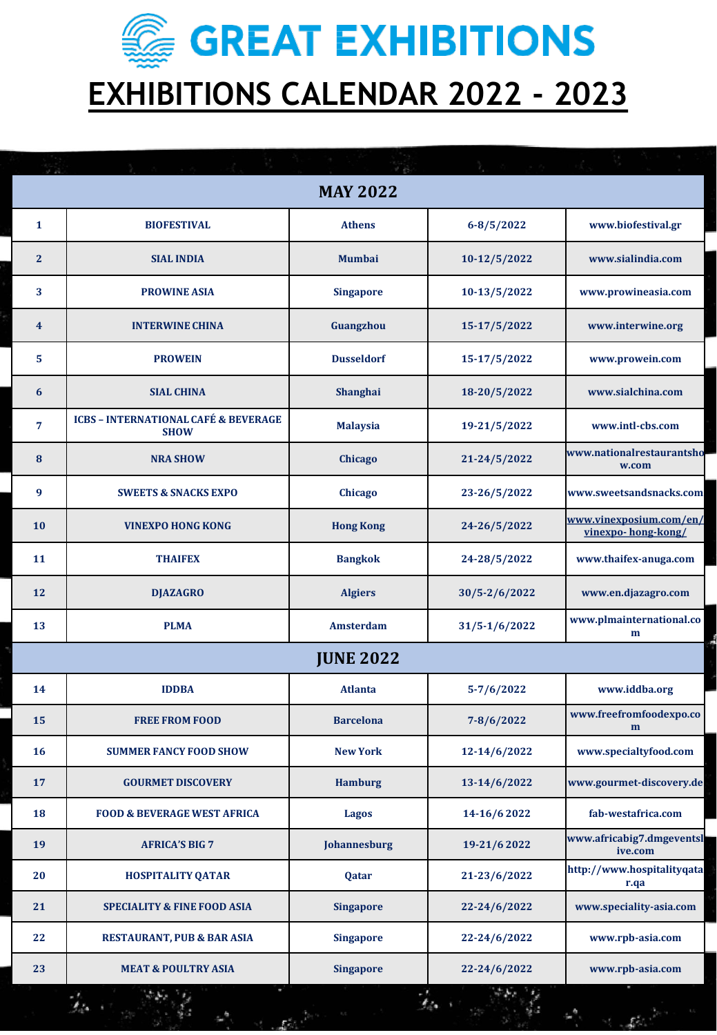# GREAT EXHIBITIONS

# EXHIBITIONS CALENDAR 2022 - 2023

| MAY 2022 | | | | |
|---|---|---|---|---|
| 1 | BIOFESTIVAL | Athens | 6-8/5/2022 | www.biofestival.gr |
| 2 | SIAL INDIA | Mumbai | 10-12/5/2022 | www.sialindia.com |
| 3 | PROWINE ASIA | Singapore | 10-13/5/2022 | www.prowineasia.com |
| 4 | INTERWINE CHINA | Guangzhou | 15-17/5/2022 | www.interwine.org |
| 5 | PROWEIN | Dusseldorf | 15-17/5/2022 | www.prowein.com |
| 6 | SIAL CHINA | Shanghai | 18-20/5/2022 | www.sialchina.com |
| 7 | ICBS – INTERNATIONAL CAFÉ & BEVERAGE SHOW | Malaysia | 19-21/5/2022 | www.intl-cbs.com |
| 8 | NRA SHOW | Chicago | 21-24/5/2022 | www.nationalrestaurantshow.com |
| 9 | SWEETS & SNACKS EXPO | Chicago | 23-26/5/2022 | www.sweetsandsnacks.com |
| 10 | VINEXPO HONG KONG | Hong Kong | 24-26/5/2022 | www.vinexposium.com/en/vinexpo- hong-kong/ |
| 11 | THAIFEX | Bangkok | 24-28/5/2022 | www.thaifex-anuga.com |
| 12 | DJAZAGRO | Algiers | 30/5-2/6/2022 | www.en.djazagro.com |
| 13 | PLMA | Amsterdam | 31/5-1/6/2022 | www.plmainternational.com |
| **JUNE 2022** | | | | |
| 14 | IDDBA | Atlanta | 5-7/6/2022 | www.iddba.org |
| 15 | FREE FROM FOOD | Barcelona | 7-8/6/2022 | www.freefromfoodexpo.com |
| 16 | SUMMER FANCY FOOD SHOW | New York | 12-14/6/2022 | www.specialtyfood.com |
| 17 | GOURMET DISCOVERY | Hamburg | 13-14/6/2022 | www.gourmet-discovery.de |
| 18 | FOOD & BEVERAGE WEST AFRICA | Lagos | 14-16/6 2022 | fab-westafrica.com |
| 19 | AFRICA'S BIG 7 | Johannesburg | 19-21/6 2022 | www.africabig7.dmgeventslive.com |
| 20 | HOSPITALITY QATAR | Qatar | 21-23/6/2022 | http://www.hospitalityqatar.qa |
| 21 | SPECIALITY & FINE FOOD ASIA | Singapore | 22-24/6/2022 | www.speciality-asia.com |
| 22 | RESTAURANT, PUB & BAR ASIA | Singapore | 22-24/6/2022 | www.rpb-asia.com |
| 23 | MEAT & POULTRY ASIA | Singapore | 22-24/6/2022 | www.rpb-asia.com |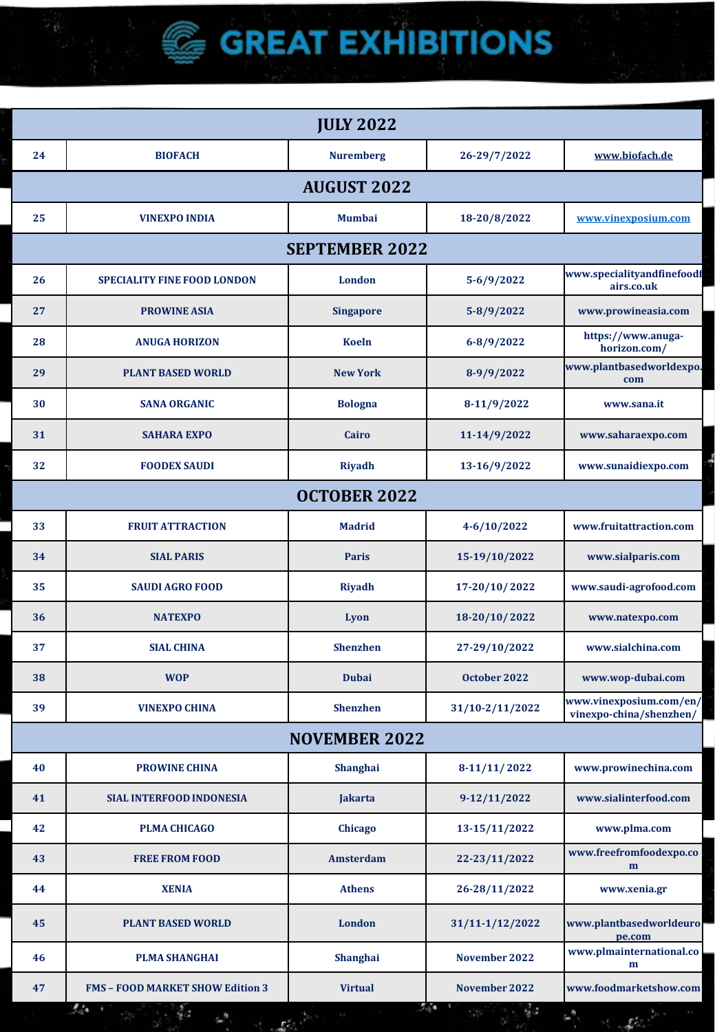# GREAT EXHIBITIONS

| | | | | |
|---|---|---|---|---|
| **JULY 2022** | | | | |
| 24 | BIOFACH | Nuremberg | 26-29/7/2022 | www.biofach.de |
| **AUGUST 2022** | | | | |
| 25 | VINEXPO INDIA | Mumbai | 18-20/8/2022 | www.vinexposium.com |
| **SEPTEMBER 2022** | | | | |
| 26 | SPECIALITY FINE FOOD LONDON | London | 5-6/9/2022 | www.specialityandfinefoodfairs.co.uk |
| 27 | PROWINE ASIA | Singapore | 5-8/9/2022 | www.prowineasia.com |
| 28 | ANUGA HORIZON | Koeln | 6-8/9/2022 | https://www.anuga-horizon.com/ |
| 29 | PLANT BASED WORLD | New York | 8-9/9/2022 | www.plantbasedworldexpo.com |
| 30 | SANA ORGANIC | Bologna | 8-11/9/2022 | www.sana.it |
| 31 | SAHARA EXPO | Cairo | 11-14/9/2022 | www.saharaexpo.com |
| 32 | FOODEX SAUDI | Riyadh | 13-16/9/2022 | www.sunaidiexpo.com |
| **OCTOBER 2022** | | | | |
| 33 | FRUIT ATTRACTION | Madrid | 4-6/10/2022 | www.fruitattraction.com |
| 34 | SIAL PARIS | Paris | 15-19/10/2022 | www.sialparis.com |
| 35 | SAUDI AGRO FOOD | Riyadh | 17-20/10/ 2022 | www.saudi-agrofood.com |
| 36 | NATEXPO | Lyon | 18-20/10/ 2022 | www.natexpo.com |
| 37 | SIAL CHINA | Shenzhen | 27-29/10/2022 | www.sialchina.com |
| 38 | WOP | Dubai | October 2022 | www.wop-dubai.com |
| 39 | VINEXPO CHINA | Shenzhen | 31/10-2/11/2022 | www.vinexposium.com/en/vinexpo-china/shenzhen/ |
| **NOVEMBER 2022** | | | | |
| 40 | PROWINE CHINA | Shanghai | 8-11/11/ 2022 | www.prowinechina.com |
| 41 | SIAL INTERFOOD INDONESIA | Jakarta | 9-12/11/2022 | www.sialinterfood.com |
| 42 | PLMA CHICAGO | Chicago | 13-15/11/2022 | www.plma.com |
| 43 | FREE FROM FOOD | Amsterdam | 22-23/11/2022 | www.freefromfoodexpo.com |
| 44 | XENIA | Athens | 26-28/11/2022 | www.xenia.gr |
| 45 | PLANT BASED WORLD | London | 31/11-1/12/2022 | www.plantbasedworldeurope.com |
| 46 | PLMA SHANGHAI | Shanghai | November 2022 | www.plmainternational.com |
| 47 | FMS – FOOD MARKET SHOW Edition 3 | Virtual | November 2022 | www.foodmarketshow.com |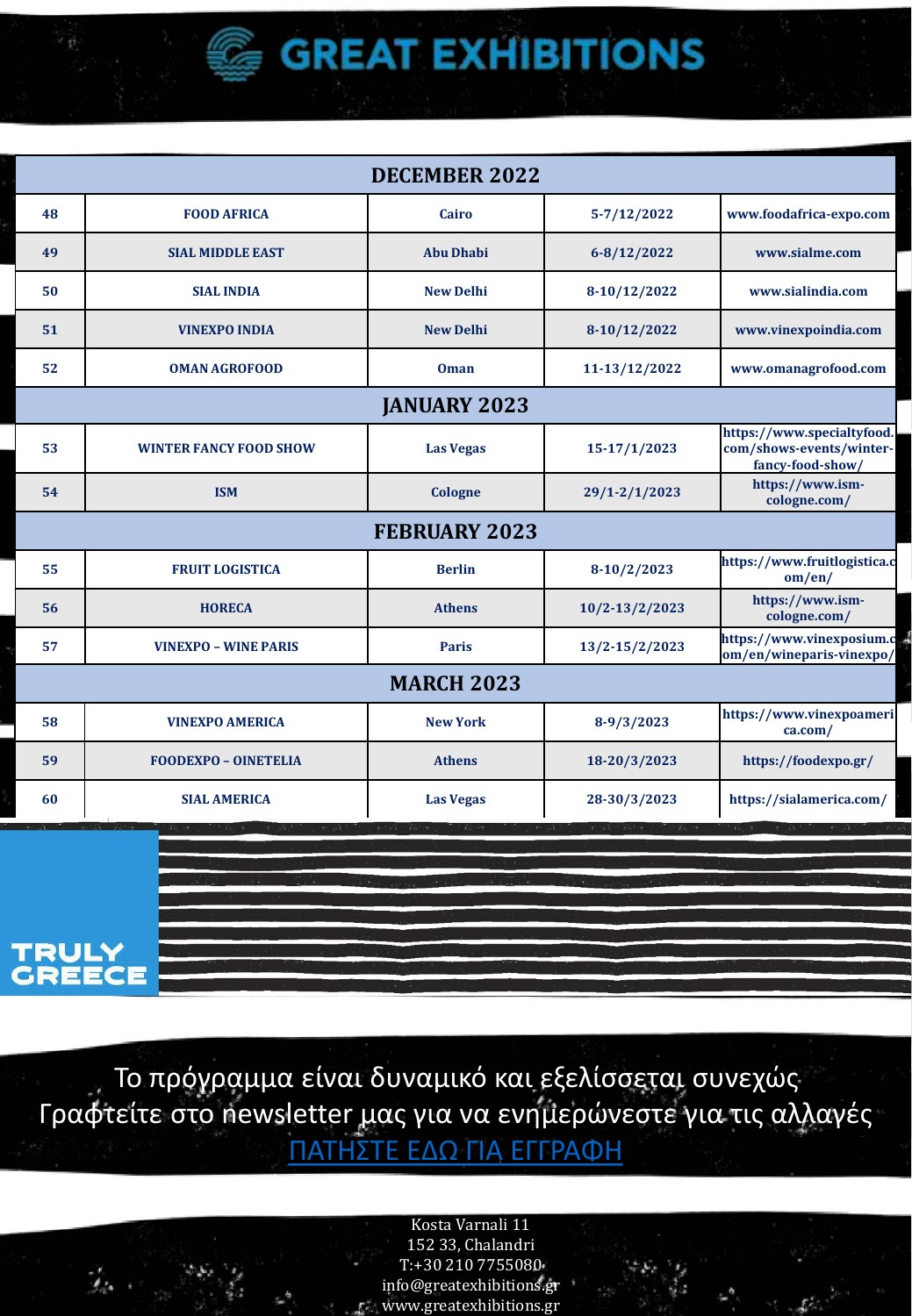# GREAT EXHIBITIONS

| | | | | |
|---|---|---|---|---|
| **DECEMBER 2022** | | | | |
| 48 | FOOD AFRICA | Cairo | 5-7/12/2022 | www.foodafrica-expo.com |
| 49 | SIAL MIDDLE EAST | Abu Dhabi | 6-8/12/2022 | www.sialme.com |
| 50 | SIAL INDIA | New Delhi | 8-10/12/2022 | www.sialindia.com |
| 51 | VINEXPO INDIA | New Delhi | 8-10/12/2022 | www.vinexpoindia.com |
| 52 | OMAN AGROFOOD | Oman | 11-13/12/2022 | www.omanagrofood.com |
| **JANUARY 2023** | | | | |
| 53 | WINTER FANCY FOOD SHOW | Las Vegas | 15-17/1/2023 | https://www.specialtyfood.com/shows-events/winter-fancy-food-show/ |
| 54 | ISM | Cologne | 29/1-2/1/2023 | https://www.ism-cologne.com/ |
| **FEBRUARY 2023** | | | | |
| 55 | FRUIT LOGISTICA | Berlin | 8-10/2/2023 | https://www.fruitlogistica.com/en/ |
| 56 | HORECA | Athens | 10/2-13/2/2023 | https://www.ism-cologne.com/ |
| 57 | VINEXPO – WINE PARIS | Paris | 13/2-15/2/2023 | https://www.vinexposium.com/en/wineparis-vinexpo/ |
| **MARCH 2023** | | | | |
| 58 | VINEXPO AMERICA | New York | 8-9/3/2023 | https://www.vinexpoamerica.com/ |
| 59 | FOODEXPO – OINETELIA | Athens | 18-20/3/2023 | https://foodexpo.gr/ |
| 60 | SIAL AMERICA | Las Vegas | 28-30/3/2023 | https://sialamerica.com/ |

TRULY GREECE

Το πρόγραμμα είναι δυναμικό και εξελίσσεται συνεχώς
Γραφτείτε στο newsletter μας για να ενημερώνεστε για τις αλλαγές
ΠΑΤΗΣΤΕ ΕΔΩ ΓΙΑ ΕΓΓΡΑΦΗ

Kosta Varnali 11
152 33, Chalandri
T:+30 210 7755080
info@greatexhibitions.gr
www.greatexhibitions.gr